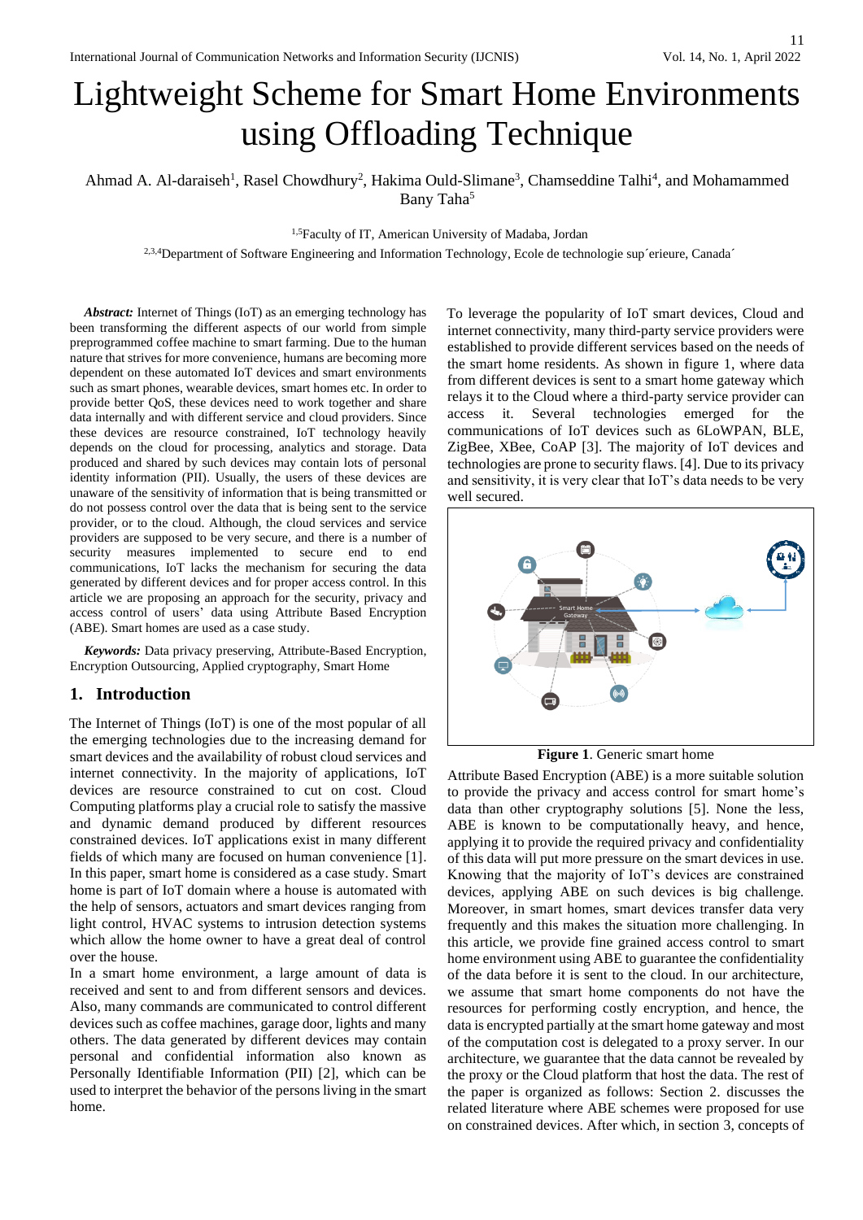# Lightweight Scheme for Smart Home Environments using Offloading Technique

Ahmad A. Al-daraiseh[1], Rasel Chowdhury[2], Hakima Ould-Slimane[3], Chamseddine Talhi[4], and Mohamammed Bany Taha[5]

[1,5]Faculty of IT, American University of Madaba, Jordan

[2,3,4]Department of Software Engineering and Information Technology, Ecole de technologie sup´erieure, Canada´

***Abstract:*** Internet of Things (IoT) as an emerging technology has been transforming the different aspects of our world from simple preprogrammed coffee machine to smart farming. Due to the human nature that strives for more convenience, humans are becoming more dependent on these automated IoT devices and smart environments such as smart phones, wearable devices, smart homes etc. In order to provide better QoS, these devices need to work together and share data internally and with different service and cloud providers. Since these devices are resource constrained, IoT technology heavily depends on the cloud for processing, analytics and storage. Data produced and shared by such devices may contain lots of personal identity information (PII). Usually, the users of these devices are unaware of the sensitivity of information that is being transmitted or do not possess control over the data that is being sent to the service provider, or to the cloud. Although, the cloud services and service providers are supposed to be very secure, and there is a number of security measures implemented to secure end to end communications, IoT lacks the mechanism for securing the data generated by different devices and for proper access control. In this article we are proposing an approach for the security, privacy and access control of users' data using Attribute Based Encryption (ABE). Smart homes are used as a case study.

***Keywords:*** Data privacy preserving, Attribute-Based Encryption, Encryption Outsourcing, Applied cryptography, Smart Home

## 1. Introduction

The Internet of Things (IoT) is one of the most popular of all the emerging technologies due to the increasing demand for smart devices and the availability of robust cloud services and internet connectivity. In the majority of applications, IoT devices are resource constrained to cut on cost. Cloud Computing platforms play a crucial role to satisfy the massive and dynamic demand produced by different resources constrained devices. IoT applications exist in many different fields of which many are focused on human convenience [1]. In this paper, smart home is considered as a case study. Smart home is part of IoT domain where a house is automated with the help of sensors, actuators and smart devices ranging from light control, HVAC systems to intrusion detection systems which allow the home owner to have a great deal of control over the house.

In a smart home environment, a large amount of data is received and sent to and from different sensors and devices. Also, many commands are communicated to control different devices such as coffee machines, garage door, lights and many others. The data generated by different devices may contain personal and confidential information also known as Personally Identifiable Information (PII) [2], which can be used to interpret the behavior of the persons living in the smart home.

To leverage the popularity of IoT smart devices, Cloud and internet connectivity, many third-party service providers were established to provide different services based on the needs of the smart home residents. As shown in figure 1, where data from different devices is sent to a smart home gateway which relays it to the Cloud where a third-party service provider can access it. Several technologies emerged for the communications of IoT devices such as 6LoWPAN, BLE, ZigBee, XBee, CoAP [3]. The majority of IoT devices and technologies are prone to security flaws. [4]. Due to its privacy and sensitivity, it is very clear that IoT's data needs to be very well secured.

**Figure 1**. Generic smart home

Attribute Based Encryption (ABE) is a more suitable solution to provide the privacy and access control for smart home's data than other cryptography solutions [5]. None the less, ABE is known to be computationally heavy, and hence, applying it to provide the required privacy and confidentiality of this data will put more pressure on the smart devices in use. Knowing that the majority of IoT's devices are constrained devices, applying ABE on such devices is big challenge. Moreover, in smart homes, smart devices transfer data very frequently and this makes the situation more challenging. In this article, we provide fine grained access control to smart home environment using ABE to guarantee the confidentiality of the data before it is sent to the cloud. In our architecture, we assume that smart home components do not have the resources for performing costly encryption, and hence, the data is encrypted partially at the smart home gateway and most of the computation cost is delegated to a proxy server. In our architecture, we guarantee that the data cannot be revealed by the proxy or the Cloud platform that host the data. The rest of the paper is organized as follows: Section 2. discusses the related literature where ABE schemes were proposed for use on constrained devices. After which, in section 3, concepts of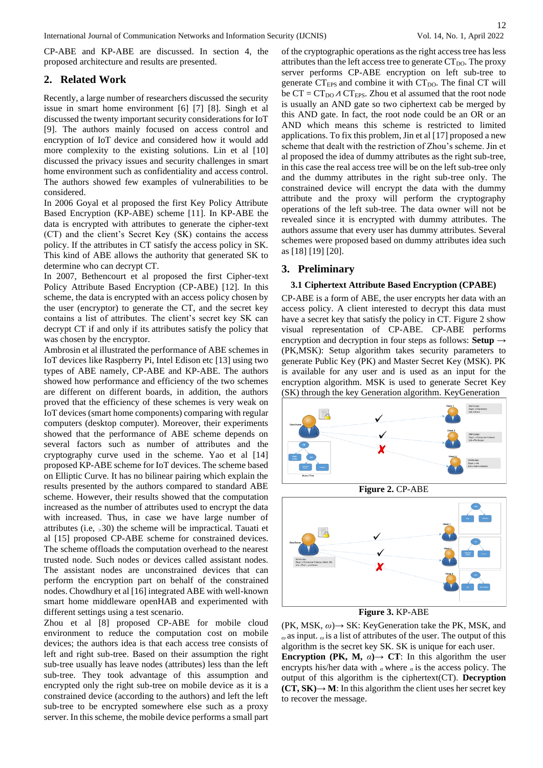CP-ABE and KP-ABE are discussed. In section 4, the proposed architecture and results are presented.

## 2. Related Work

Recently, a large number of researchers discussed the security issue in smart home environment [6] [7] [8]. Singh et al discussed the twenty important security considerations for IoT [9]. The authors mainly focused on access control and encryption of IoT device and considered how it would add more complexity to the existing solutions. Lin et al [10] discussed the privacy issues and security challenges in smart home environment such as confidentiality and access control. The authors showed few examples of vulnerabilities to be considered.

In 2006 Goyal et al proposed the first Key Policy Attribute Based Encryption (KP-ABE) scheme [11]. In KP-ABE the data is encrypted with attributes to generate the cipher-text (CT) and the client's Secret Key (SK) contains the access policy. If the attributes in CT satisfy the access policy in SK. This kind of ABE allows the authority that generated SK to determine who can decrypt CT.

In 2007, Bethencourt et al proposed the first Cipher-text Policy Attribute Based Encryption (CP-ABE) [12]. In this scheme, the data is encrypted with an access policy chosen by the user (encryptor) to generate the CT, and the secret key contains a list of attributes. The client's secret key SK can decrypt CT if and only if its attributes satisfy the policy that was chosen by the encryptor.

Ambrosin et al illustrated the performance of ABE schemes in IoT devices like Raspberry Pi, Intel Edison etc [13] using two types of ABE namely, CP-ABE and KP-ABE. The authors showed how performance and efficiency of the two schemes are different on different boards, in addition, the authors proved that the efficiency of these schemes is very weak on IoT devices (smart home components) comparing with regular computers (desktop computer). Moreover, their experiments showed that the performance of ABE scheme depends on several factors such as number of attributes and the cryptography curve used in the scheme. Yao et al [14] proposed KP-ABE scheme for IoT devices. The scheme based on Elliptic Curve. It has no bilinear pairing which explain the results presented by the authors compared to standard ABE scheme. However, their results showed that the computation increased as the number of attributes used to encrypt the data with increased. Thus, in case we have large number of attributes (i.e, $>$30) the scheme will be impractical. Tauati et al [15] proposed CP-ABE scheme for constrained devices. The scheme offloads the computation overhead to the nearest trusted node. Such nodes or devices called assistant nodes. The assistant nodes are unconstrained devices that can perform the encryption part on behalf of the constrained nodes. Chowdhury et al [16] integrated ABE with well-known smart home middleware openHAB and experimented with different settings using a test scenario.

Zhou et al [8] proposed CP-ABE for mobile cloud environment to reduce the computation cost on mobile devices; the authors idea is that each access tree consists of left and right sub-tree. Based on their assumption the right sub-tree usually has leave nodes (attributes) less than the left sub-tree. They took advantage of this assumption and encrypted only the right sub-tree on mobile device as it is a constrained device (according to the authors) and left the left sub-tree to be encrypted somewhere else such as a proxy server. In this scheme, the mobile device performs a small part of the cryptographic operations as the right access tree has less attributes than the left access tree to generate $CT_{DO}$. The proxy server performs CP-ABE encryption on left sub-tree to generate $CT_{EPS}$ and combine it with $CT_{DO}$. The final CT will be $CT = CT_{DO} \wedge CT_{EPS}$. Zhou et al assumed that the root node is usually an AND gate so two ciphertext cab be merged by this AND gate. In fact, the root node could be an OR or an AND which means this scheme is restricted to limited applications. To fix this problem, Jin et al [17] proposed a new scheme that dealt with the restriction of Zhou's scheme. Jin et al proposed the idea of dummy attributes as the right sub-tree, in this case the real access tree will be on the left sub-tree only and the dummy attributes in the right sub-tree only. The constrained device will encrypt the data with the dummy attribute and the proxy will perform the cryptography operations of the left sub-tree. The data owner will not be revealed since it is encrypted with dummy attributes. The authors assume that every user has dummy attributes. Several schemes were proposed based on dummy attributes idea such as [18] [19] [20].

## 3. Preliminary

### 3.1 Ciphertext Attribute Based Encryption (CPABE)

CP-ABE is a form of ABE, the user encrypts her data with an access policy. A client interested to decrypt this data must have a secret key that satisfy the policy in CT. Figure 2 show visual representation of CP-ABE. CP-ABE performs encryption and decryption in four steps as follows: **Setup** $\rightarrow$ (PK,MSK): Setup algorithm takes security parameters to generate Public Key (PK) and Master Secret Key (MSK). PK is available for any user and is used as an input for the encryption algorithm. MSK is used to generate Secret Key (SK) through the key Generation algorithm. KeyGeneration

**Figure 2.** CP-ABE

**Figure 3.** KP-ABE

(PK, MSK, $\omega$)$\rightarrow$ SK: KeyGeneration take the PK, MSK, and $\omega$ as input. $\omega$ is a list of attributes of the user. The output of this algorithm is the secret key SK. SK is unique for each user.

**Encryption (PK, M, $\alpha$)$\rightarrow$ CT**: In this algorithm the user encrypts his/her data with $\alpha$ where $\alpha$ is the access policy. The output of this algorithm is the ciphertext(CT). **Decryption (CT, SK)$\rightarrow$ M**: In this algorithm the client uses her secret key to recover the message.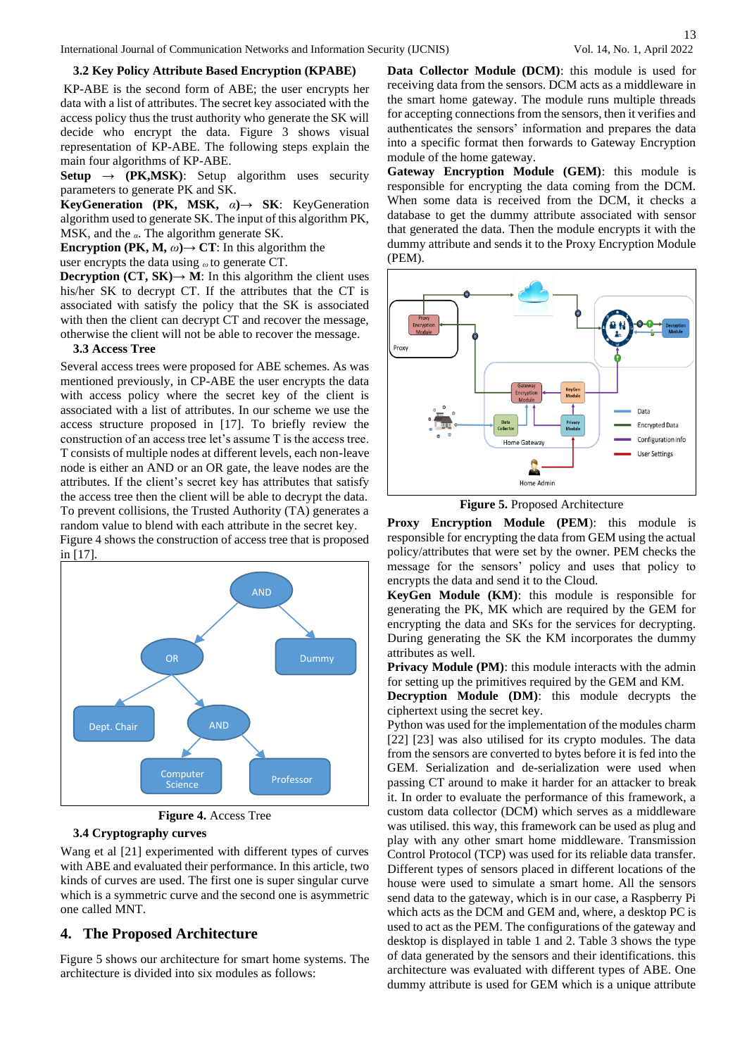### 3.2 Key Policy Attribute Based Encryption (KPABE)

KP-ABE is the second form of ABE; the user encrypts her data with a list of attributes. The secret key associated with the access policy thus the trust authority who generate the SK will decide who encrypt the data. Figure 3 shows visual representation of KP-ABE. The following steps explain the main four algorithms of KP-ABE.

**Setup → (PK,MSK)**: Setup algorithm uses security parameters to generate PK and SK.

**KeyGeneration (PK, MSK, $\alpha$)→ SK**: KeyGeneration algorithm used to generate SK. The input of this algorithm PK, MSK, and the $\alpha$. The algorithm generate SK.

**Encryption (PK, M, $\omega$)→ CT**: In this algorithm the user encrypts the data using $\omega$ to generate CT.

**Decryption (CT, SK)→ M**: In this algorithm the client uses his/her SK to decrypt CT. If the attributes that the CT is associated with satisfy the policy that the SK is associated with then the client can decrypt CT and recover the message, otherwise the client will not be able to recover the message.

### 3.3 Access Tree

Several access trees were proposed for ABE schemes. As was mentioned previously, in CP-ABE the user encrypts the data with access policy where the secret key of the client is associated with a list of attributes. In our scheme we use the access structure proposed in [17]. To briefly review the construction of an access tree let's assume T is the access tree. T consists of multiple nodes at different levels, each non-leave node is either an AND or an OR gate, the leave nodes are the attributes. If the client's secret key has attributes that satisfy the access tree then the client will be able to decrypt the data. To prevent collisions, the Trusted Authority (TA) generates a random value to blend with each attribute in the secret key. Figure 4 shows the construction of access tree that is proposed in [17].

**Figure 4.** Access Tree

### 3.4 Cryptography curves

Wang et al [21] experimented with different types of curves with ABE and evaluated their performance. In this article, two kinds of curves are used. The first one is super singular curve which is a symmetric curve and the second one is asymmetric one called MNT.

## 4. The Proposed Architecture

Figure 5 shows our architecture for smart home systems. The architecture is divided into six modules as follows:

**Data Collector Module (DCM)**: this module is used for receiving data from the sensors. DCM acts as a middleware in the smart home gateway. The module runs multiple threads for accepting connections from the sensors, then it verifies and authenticates the sensors' information and prepares the data into a specific format then forwards to Gateway Encryption module of the home gateway.

**Gateway Encryption Module (GEM)**: this module is responsible for encrypting the data coming from the DCM. When some data is received from the DCM, it checks a database to get the dummy attribute associated with sensor that generated the data. Then the module encrypts it with the dummy attribute and sends it to the Proxy Encryption Module (PEM).

**Figure 5.** Proposed Architecture

**Proxy Encryption Module (PEM)**: this module is responsible for encrypting the data from GEM using the actual policy/attributes that were set by the owner. PEM checks the message for the sensors' policy and uses that policy to encrypts the data and send it to the Cloud.

**KeyGen Module (KM)**: this module is responsible for generating the PK, MK which are required by the GEM for encrypting the data and SKs for the services for decrypting. During generating the SK the KM incorporates the dummy attributes as well.

**Privacy Module (PM)**: this module interacts with the admin for setting up the primitives required by the GEM and KM.

**Decryption Module (DM)**: this module decrypts the ciphertext using the secret key.

Python was used for the implementation of the modules charm [22] [23] was also utilised for its crypto modules. The data from the sensors are converted to bytes before it is fed into the GEM. Serialization and de-serialization were used when passing CT around to make it harder for an attacker to break it. In order to evaluate the performance of this framework, a custom data collector (DCM) which serves as a middleware was utilised. this way, this framework can be used as plug and play with any other smart home middleware. Transmission Control Protocol (TCP) was used for its reliable data transfer. Different types of sensors placed in different locations of the house were used to simulate a smart home. All the sensors send data to the gateway, which is in our case, a Raspberry Pi which acts as the DCM and GEM and, where, a desktop PC is used to act as the PEM. The configurations of the gateway and desktop is displayed in table 1 and 2. Table 3 shows the type of data generated by the sensors and their identifications. this architecture was evaluated with different types of ABE. One dummy attribute is used for GEM which is a unique attribute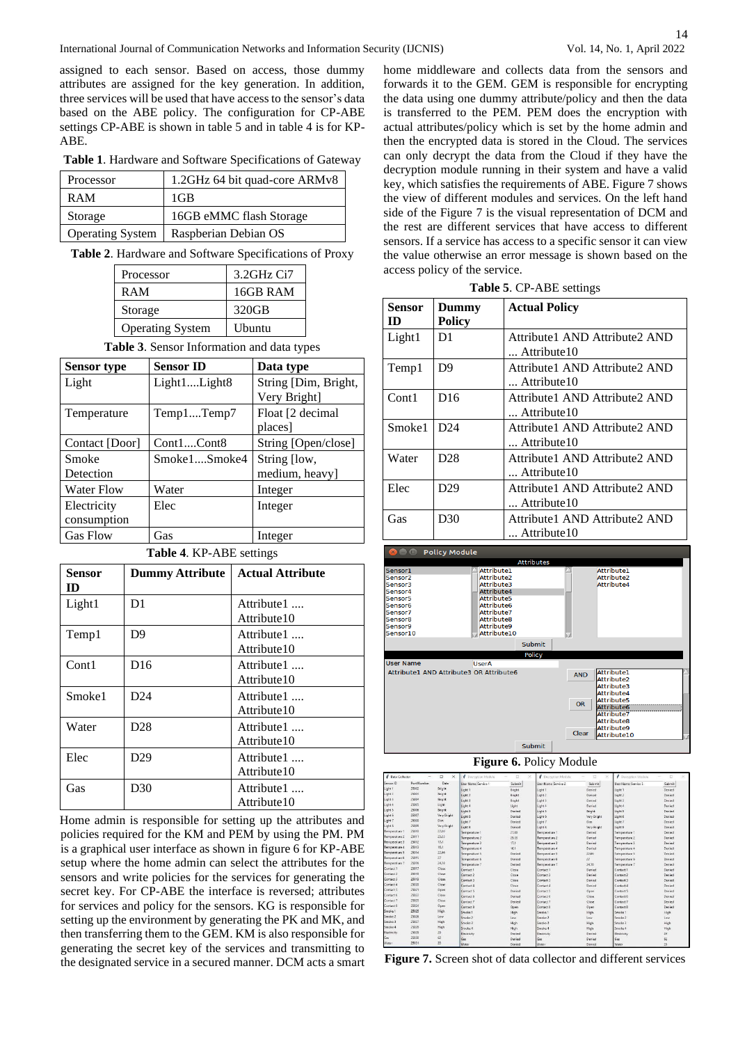assigned to each sensor. Based on access, those dummy attributes are assigned for the key generation. In addition, three services will be used that have access to the sensor's data based on the ABE policy. The configuration for CP-ABE settings CP-ABE is shown in table 5 and in table 4 is for KP-ABE.

**Table 1**. Hardware and Software Specifications of Gateway

| Processor | 1.2GHz 64 bit quad-core ARMv8 |
|---|---|
| RAM | 1GB |
| Storage | 16GB eMMC flash Storage |
| Operating System | Raspberian Debian OS |

**Table 2**. Hardware and Software Specifications of Proxy

| Processor | 3.2GHz Ci7 |
|---|---|
| RAM | 16GB RAM |
| Storage | 320GB |
| Operating System | Ubuntu |

**Table 3**. Sensor Information and data types

| Sensor type | Sensor ID | Data type |
|---|---|---|
| Light | Light1....Light8 | String [Dim, Bright, Very Bright] |
| Temperature | Temp1....Temp7 | Float [2 decimal places] |
| Contact [Door] | Cont1....Cont8 | String [Open/close] |
| Smoke Detection | Smoke1....Smoke4 | String [low, medium, heavy] |
| Water Flow | Water | Integer |
| Electricity consumption | Elec | Integer |
| Gas Flow | Gas | Integer |

**Table 4**. KP-ABE settings

| Sensor ID | Dummy Attribute | Actual Attribute |
|---|---|---|
| Light1 | D1 | Attribute1 .... Attribute10 |
| Temp1 | D9 | Attribute1 .... Attribute10 |
| Cont1 | D16 | Attribute1 .... Attribute10 |
| Smoke1 | D24 | Attribute1 .... Attribute10 |
| Water | D28 | Attribute1 .... Attribute10 |
| Elec | D29 | Attribute1 .... Attribute10 |
| Gas | D30 | Attribute1 .... Attribute10 |

Home admin is responsible for setting up the attributes and policies required for the KM and PEM by using the PM. PM is a graphical user interface as shown in figure 6 for KP-ABE setup where the home admin can select the attributes for the sensors and write policies for the services for generating the secret key. For CP-ABE the interface is reversed; attributes for services and policy for the sensors. KG is responsible for setting up the environment by generating the PK and MK, and then transferring them to the GEM. KM is also responsible for generating the secret key of the services and transmitting to the designated service in a secured manner. DCM acts a smart home middleware and collects data from the sensors and forwards it to the GEM. GEM is responsible for encrypting the data using one dummy attribute/policy and then the data is transferred to the PEM. PEM does the encryption with actual attributes/policy which is set by the home admin and then the encrypted data is stored in the Cloud. The services can only decrypt the data from the Cloud if they have the decryption module running in their system and have a valid key, which satisfies the requirements of ABE. Figure 7 shows the view of different modules and services. On the left hand side of the Figure 7 is the visual representation of DCM and the rest are different services that have access to different sensors. If a service has access to a specific sensor it can view the value otherwise an error message is shown based on the access policy of the service.

**Table 5**. CP-ABE settings

| Sensor ID | Dummy Policy | Actual Policy |
|---|---|---|
| Light1 | D1 | Attribute1 AND Attribute2 AND ... Attribute10 |
| Temp1 | D9 | Attribute1 AND Attribute2 AND ... Attribute10 |
| Cont1 | D16 | Attribute1 AND Attribute2 AND ... Attribute10 |
| Smoke1 | D24 | Attribute1 AND Attribute2 AND ... Attribute10 |
| Water | D28 | Attribute1 AND Attribute2 AND ... Attribute10 |
| Elec | D29 | Attribute1 AND Attribute2 AND ... Attribute10 |
| Gas | D30 | Attribute1 AND Attribute2 AND ... Attribute10 |

**Figure 6.** Policy Module

**Figure 7.** Screen shot of data collector and different services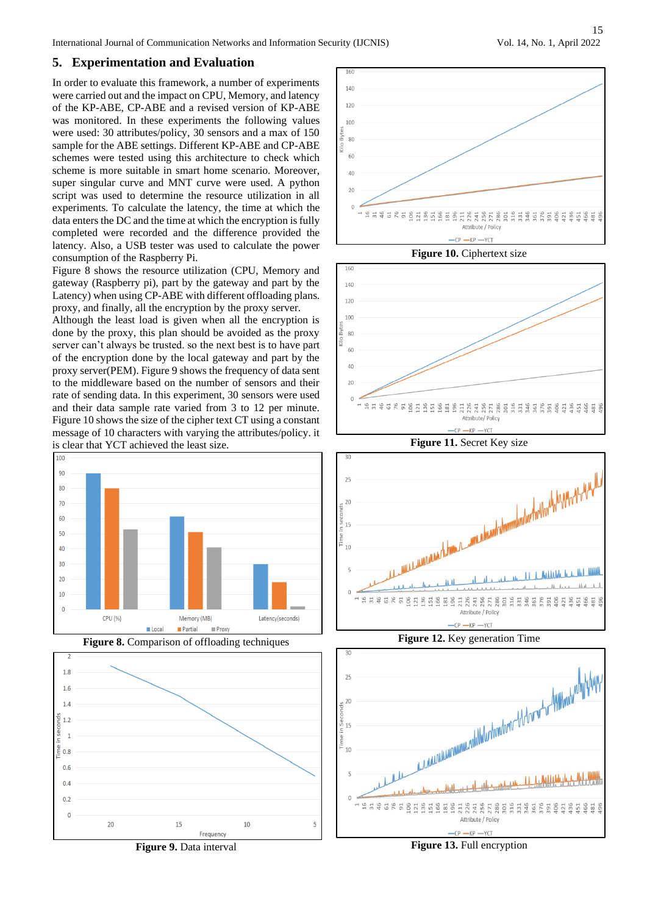## 5. Experimentation and Evaluation

In order to evaluate this framework, a number of experiments were carried out and the impact on CPU, Memory, and latency of the KP-ABE, CP-ABE and a revised version of KP-ABE was monitored. In these experiments the following values were used: 30 attributes/policy, 30 sensors and a max of 150 sample for the ABE settings. Different KP-ABE and CP-ABE schemes were tested using this architecture to check which scheme is more suitable in smart home scenario. Moreover, super singular curve and MNT curve were used. A python script was used to determine the resource utilization in all experiments. To calculate the latency, the time at which the data enters the DC and the time at which the encryption is fully completed were recorded and the difference provided the latency. Also, a USB tester was used to calculate the power consumption of the Raspberry Pi.

Figure 8 shows the resource utilization (CPU, Memory and gateway (Raspberry pi), part by the gateway and part by the Latency) when using CP-ABE with different offloading plans. proxy, and finally, all the encryption by the proxy server.

Although the least load is given when all the encryption is done by the proxy, this plan should be avoided as the proxy server can't always be trusted. so the next best is to have part of the encryption done by the local gateway and part by the proxy server(PEM). Figure 9 shows the frequency of data sent to the middleware based on the number of sensors and their rate of sending data. In this experiment, 30 sensors were used and their data sample rate varied from 3 to 12 per minute. Figure 10 shows the size of the cipher text CT using a constant message of 10 characters with varying the attributes/policy. it is clear that YCT achieved the least size.

**Figure 8.** Comparison of offloading techniques

**Figure 9.** Data interval

**Figure 10.** Ciphertext size

**Figure 11.** Secret Key size

**Figure 12.** Key generation Time

**Figure 13.** Full encryption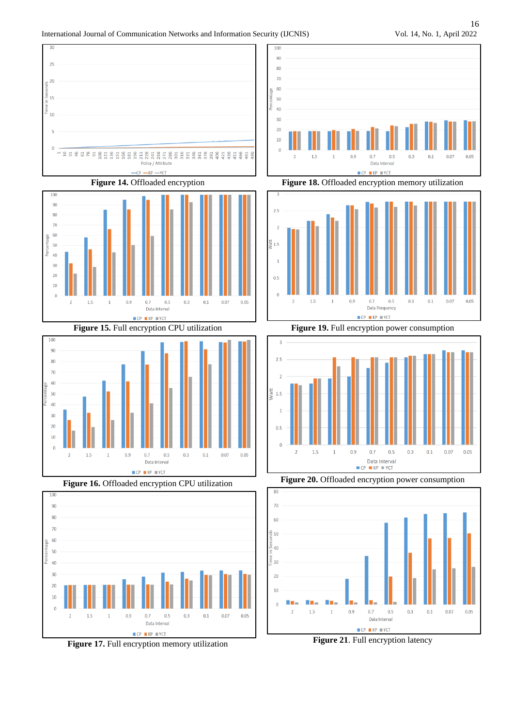**Figure 14.** Offloaded encryption

**Figure 18.** Offloaded encryption memory utilization

**Figure 15.** Full encryption CPU utilization

**Figure 19.** Full encryption power consumption

**Figure 16.** Offloaded encryption CPU utilization

**Figure 20.** Offloaded encryption power consumption

**Figure 17.** Full encryption memory utilization

**Figure 21**. Full encryption latency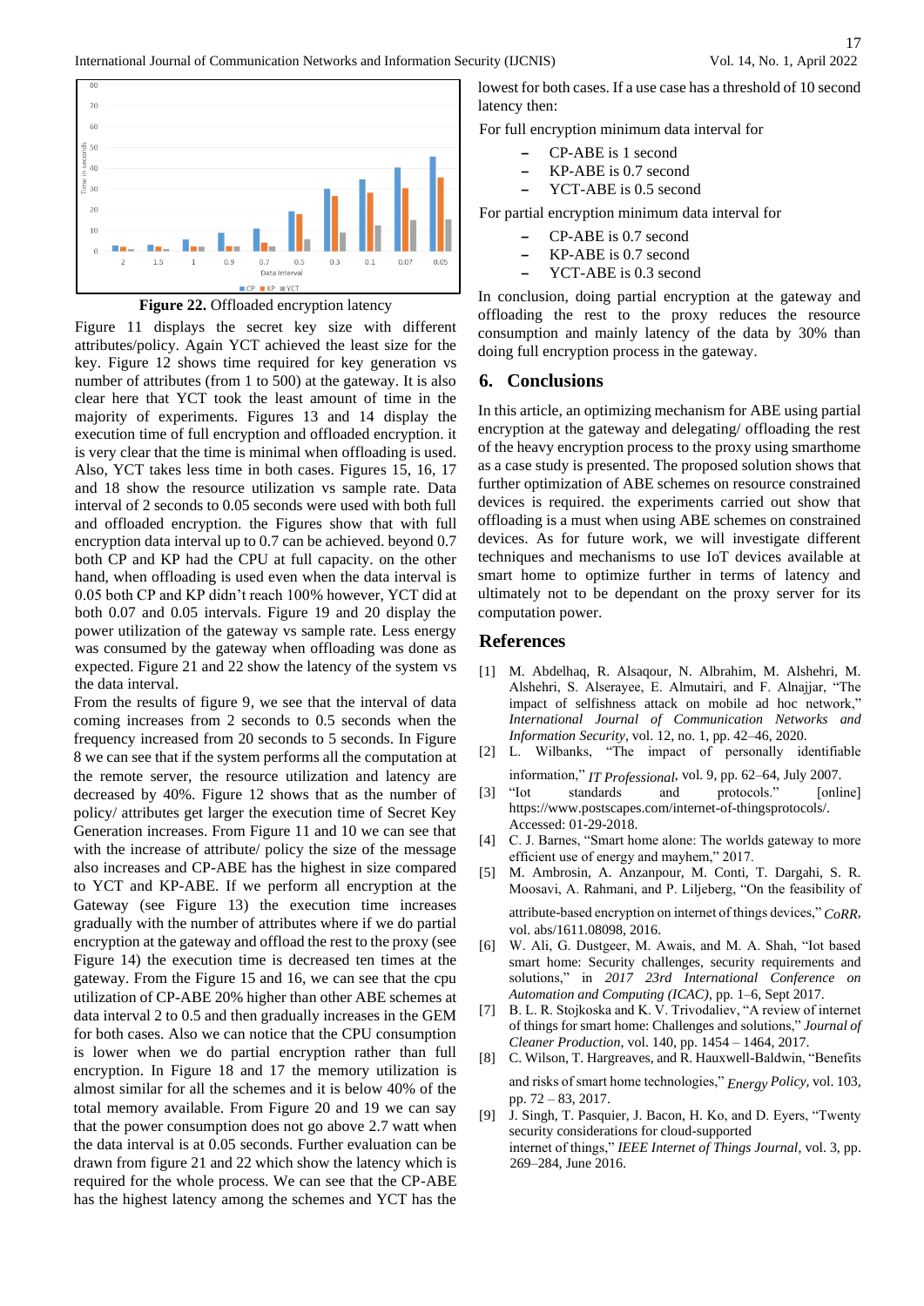Figure 22. Offloaded encryption latency

Figure 11 displays the secret key size with different attributes/policy. Again YCT achieved the least size for the key. Figure 12 shows time required for key generation vs number of attributes (from 1 to 500) at the gateway. It is also clear here that YCT took the least amount of time in the majority of experiments. Figures 13 and 14 display the execution time of full encryption and offloaded encryption. it is very clear that the time is minimal when offloading is used. Also, YCT takes less time in both cases. Figures 15, 16, 17 and 18 show the resource utilization vs sample rate. Data interval of 2 seconds to 0.05 seconds were used with both full and offloaded encryption. the Figures show that with full encryption data interval up to 0.7 can be achieved. beyond 0.7 both CP and KP had the CPU at full capacity. on the other hand, when offloading is used even when the data interval is 0.05 both CP and KP didn't reach 100% however, YCT did at both 0.07 and 0.05 intervals. Figure 19 and 20 display the power utilization of the gateway vs sample rate. Less energy was consumed by the gateway when offloading was done as expected. Figure 21 and 22 show the latency of the system vs the data interval.

From the results of figure 9, we see that the interval of data coming increases from 2 seconds to 0.5 seconds when the frequency increased from 20 seconds to 5 seconds. In Figure 8 we can see that if the system performs all the computation at the remote server, the resource utilization and latency are decreased by 40%. Figure 12 shows that as the number of policy/ attributes get larger the execution time of Secret Key Generation increases. From Figure 11 and 10 we can see that with the increase of attribute/ policy the size of the message also increases and CP-ABE has the highest in size compared to YCT and KP-ABE. If we perform all encryption at the Gateway (see Figure 13) the execution time increases gradually with the number of attributes where if we do partial encryption at the gateway and offload the rest to the proxy (see Figure 14) the execution time is decreased ten times at the gateway. From the Figure 15 and 16, we can see that the cpu utilization of CP-ABE 20% higher than other ABE schemes at data interval 2 to 0.5 and then gradually increases in the GEM for both cases. Also we can notice that the CPU consumption is lower when we do partial encryption rather than full encryption. In Figure 18 and 17 the memory utilization is almost similar for all the schemes and it is below 40% of the total memory available. From Figure 20 and 19 we can say that the power consumption does not go above 2.7 watt when the data interval is at 0.05 seconds. Further evaluation can be drawn from figure 21 and 22 which show the latency which is required for the whole process. We can see that the CP-ABE has the highest latency among the schemes and YCT has the lowest for both cases. If a use case has a threshold of 10 second latency then:

For full encryption minimum data interval for

- CP-ABE is 1 second
- KP-ABE is 0.7 second
- YCT-ABE is 0.5 second

For partial encryption minimum data interval for

- CP-ABE is 0.7 second
- KP-ABE is 0.7 second
- YCT-ABE is 0.3 second

In conclusion, doing partial encryption at the gateway and offloading the rest to the proxy reduces the resource consumption and mainly latency of the data by 30% than doing full encryption process in the gateway.

## 6. Conclusions

In this article, an optimizing mechanism for ABE using partial encryption at the gateway and delegating/ offloading the rest of the heavy encryption process to the proxy using smarthome as a case study is presented. The proposed solution shows that further optimization of ABE schemes on resource constrained devices is required. the experiments carried out show that offloading is a must when using ABE schemes on constrained devices. As for future work, we will investigate different techniques and mechanisms to use IoT devices available at smart home to optimize further in terms of latency and ultimately not to be dependant on the proxy server for its computation power.

## References

[1] M. Abdelhaq, R. Alsaqour, N. Albrahim, M. Alshehri, M. Alshehri, S. Alserayee, E. Almutairi, and F. Alnajjar, "The impact of selfishness attack on mobile ad hoc network," *International Journal of Communication Networks and Information Security*, vol. 12, no. 1, pp. 42–46, 2020.

[2] L. Wilbanks, "The impact of personally identifiable information," *IT Professional*, vol. 9, pp. 62–64, July 2007.

[3] "Iot standards and protocols." [online] https://www.postscapes.com/internet-of-thingsprotocols/. Accessed: 01-29-2018.

[4] C. J. Barnes, "Smart home alone: The worlds gateway to more efficient use of energy and mayhem," 2017.

[5] M. Ambrosin, A. Anzanpour, M. Conti, T. Dargahi, S. R. Moosavi, A. Rahmani, and P. Liljeberg, "On the feasibility of attribute-based encryption on internet of things devices," *CoRR*, vol. abs/1611.08098, 2016.

[6] W. Ali, G. Dustgeer, M. Awais, and M. A. Shah, "Iot based smart home: Security challenges, security requirements and solutions," in *2017 23rd International Conference on Automation and Computing (ICAC)*, pp. 1–6, Sept 2017.

[7] B. L. R. Stojkoska and K. V. Trivodaliev, "A review of internet of things for smart home: Challenges and solutions," *Journal of Cleaner Production*, vol. 140, pp. 1454 – 1464, 2017.

[8] C. Wilson, T. Hargreaves, and R. Hauxwell-Baldwin, "Benefits and risks of smart home technologies," *Energy Policy*, vol. 103, pp. 72 – 83, 2017.

[9] J. Singh, T. Pasquier, J. Bacon, H. Ko, and D. Eyers, "Twenty security considerations for cloud-supported internet of things," *IEEE Internet of Things Journal*, vol. 3, pp. 269–284, June 2016.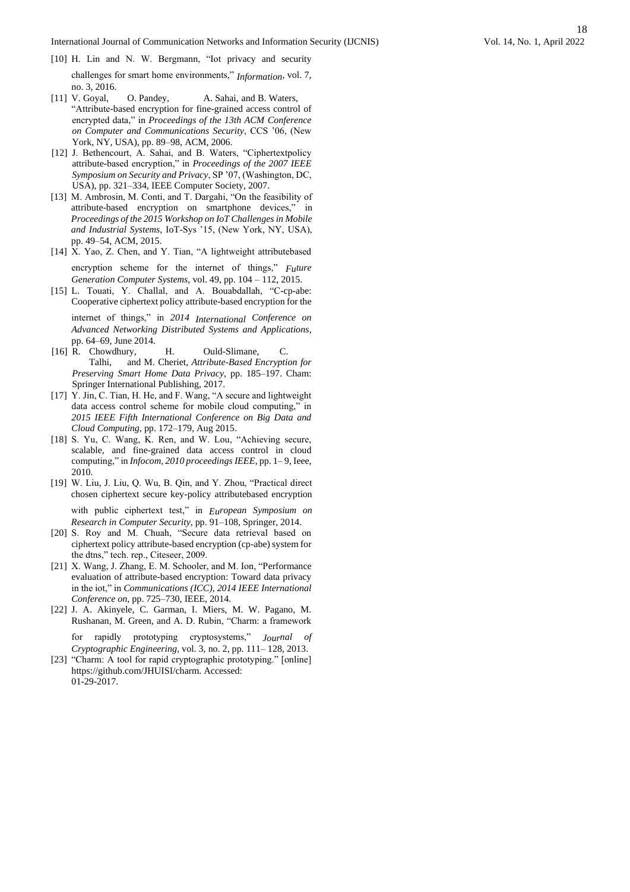[10] H. Lin and N. W. Bergmann, "Iot privacy and security challenges for smart home environments," *Information*, vol. 7, no. 3, 2016.

[11] V. Goyal, O. Pandey, A. Sahai, and B. Waters, "Attribute-based encryption for fine-grained access control of encrypted data," in *Proceedings of the 13th ACM Conference on Computer and Communications Security*, CCS '06, (New York, NY, USA), pp. 89–98, ACM, 2006.

[12] J. Bethencourt, A. Sahai, and B. Waters, "Ciphertextpolicy attribute-based encryption," in *Proceedings of the 2007 IEEE Symposium on Security and Privacy*, SP '07, (Washington, DC, USA), pp. 321–334, IEEE Computer Society, 2007.

[13] M. Ambrosin, M. Conti, and T. Dargahi, "On the feasibility of attribute-based encryption on smartphone devices," in *Proceedings of the 2015 Workshop on IoT Challenges in Mobile and Industrial Systems*, IoT-Sys '15, (New York, NY, USA), pp. 49–54, ACM, 2015.

[14] X. Yao, Z. Chen, and Y. Tian, "A lightweight attributebased encryption scheme for the internet of things," *Future Generation Computer Systems*, vol. 49, pp. 104 – 112, 2015.

[15] L. Touati, Y. Challal, and A. Bouabdallah, "C-cp-abe: Cooperative ciphertext policy attribute-based encryption for the internet of things," in *2014 International Conference on Advanced Networking Distributed Systems and Applications*, pp. 64–69, June 2014.

[16] R. Chowdhury, H. Ould-Slimane, C. Talhi, and M. Cheriet, *Attribute-Based Encryption for Preserving Smart Home Data Privacy*, pp. 185–197. Cham: Springer International Publishing, 2017.

[17] Y. Jin, C. Tian, H. He, and F. Wang, "A secure and lightweight data access control scheme for mobile cloud computing," in *2015 IEEE Fifth International Conference on Big Data and Cloud Computing*, pp. 172–179, Aug 2015.

[18] S. Yu, C. Wang, K. Ren, and W. Lou, "Achieving secure, scalable, and fine-grained data access control in cloud computing," in *Infocom, 2010 proceedings IEEE*, pp. 1– 9, Ieee, 2010.

[19] W. Liu, J. Liu, Q. Wu, B. Qin, and Y. Zhou, "Practical direct chosen ciphertext secure key-policy attributebased encryption with public ciphertext test," in *European Symposium on Research in Computer Security*, pp. 91–108, Springer, 2014.

[20] S. Roy and M. Chuah, "Secure data retrieval based on ciphertext policy attribute-based encryption (cp-abe) system for the dtns," tech. rep., Citeseer, 2009.

[21] X. Wang, J. Zhang, E. M. Schooler, and M. Ion, "Performance evaluation of attribute-based encryption: Toward data privacy in the iot," in *Communications (ICC), 2014 IEEE International Conference on*, pp. 725–730, IEEE, 2014.

[22] J. A. Akinyele, C. Garman, I. Miers, M. W. Pagano, M. Rushanan, M. Green, and A. D. Rubin, "Charm: a framework for rapidly prototyping cryptosystems," *Journal of Cryptographic Engineering*, vol. 3, no. 2, pp. 111– 128, 2013.

[23] "Charm: A tool for rapid cryptographic prototyping." [online] https://github.com/JHUISI/charm. Accessed: 01-29-2017.